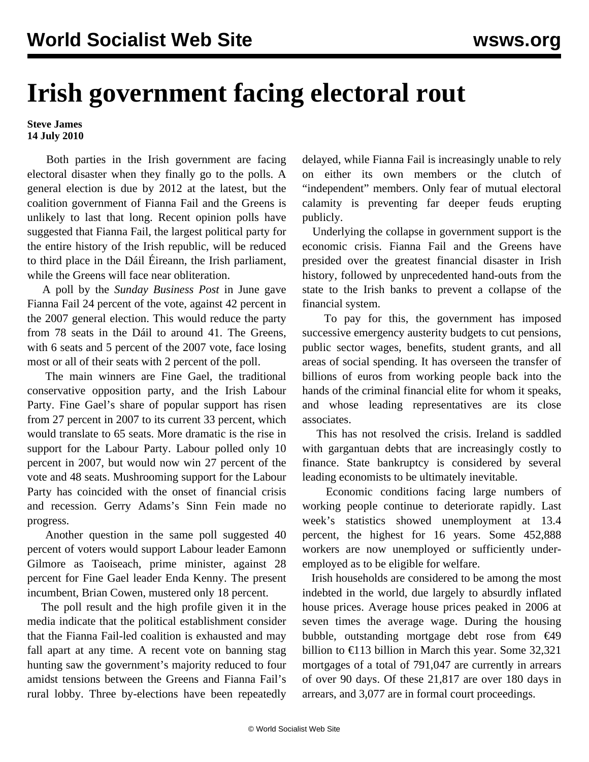# Irish government facing electoral rout

**Steve James**
**14 July 2010**

Both parties in the Irish government are facing electoral disaster when they finally go to the polls. A general election is due by 2012 at the latest, but the coalition government of Fianna Fail and the Greens is unlikely to last that long. Recent opinion polls have suggested that Fianna Fail, the largest political party for the entire history of the Irish republic, will be reduced to third place in the Dáil Éireann, the Irish parliament, while the Greens will face near obliteration.

A poll by the *Sunday Business Post* in June gave Fianna Fail 24 percent of the vote, against 42 percent in the 2007 general election. This would reduce the party from 78 seats in the Dáil to around 41. The Greens, with 6 seats and 5 percent of the 2007 vote, face losing most or all of their seats with 2 percent of the poll.

The main winners are Fine Gael, the traditional conservative opposition party, and the Irish Labour Party. Fine Gael's share of popular support has risen from 27 percent in 2007 to its current 33 percent, which would translate to 65 seats. More dramatic is the rise in support for the Labour Party. Labour polled only 10 percent in 2007, but would now win 27 percent of the vote and 48 seats. Mushrooming support for the Labour Party has coincided with the onset of financial crisis and recession. Gerry Adams's Sinn Fein made no progress.

Another question in the same poll suggested 40 percent of voters would support Labour leader Eamonn Gilmore as Taoiseach, prime minister, against 28 percent for Fine Gael leader Enda Kenny. The present incumbent, Brian Cowen, mustered only 18 percent.

The poll result and the high profile given it in the media indicate that the political establishment consider that the Fianna Fail-led coalition is exhausted and may fall apart at any time. A recent vote on banning stag hunting saw the government's majority reduced to four amidst tensions between the Greens and Fianna Fail's rural lobby. Three by-elections have been repeatedly delayed, while Fianna Fail is increasingly unable to rely on either its own members or the clutch of "independent" members. Only fear of mutual electoral calamity is preventing far deeper feuds erupting publicly.

Underlying the collapse in government support is the economic crisis. Fianna Fail and the Greens have presided over the greatest financial disaster in Irish history, followed by unprecedented hand-outs from the state to the Irish banks to prevent a collapse of the financial system.

To pay for this, the government has imposed successive emergency austerity budgets to cut pensions, public sector wages, benefits, student grants, and all areas of social spending. It has overseen the transfer of billions of euros from working people back into the hands of the criminal financial elite for whom it speaks, and whose leading representatives are its close associates.

This has not resolved the crisis. Ireland is saddled with gargantuan debts that are increasingly costly to finance. State bankruptcy is considered by several leading economists to be ultimately inevitable.

Economic conditions facing large numbers of working people continue to deteriorate rapidly. Last week's statistics showed unemployment at 13.4 percent, the highest for 16 years. Some 452,888 workers are now unemployed or sufficiently under-employed as to be eligible for welfare.

Irish households are considered to be among the most indebted in the world, due largely to absurdly inflated house prices. Average house prices peaked in 2006 at seven times the average wage. During the housing bubble, outstanding mortgage debt rose from €49 billion to €113 billion in March this year. Some 32,321 mortgages of a total of 791,047 are currently in arrears of over 90 days. Of these 21,817 are over 180 days in arrears, and 3,077 are in formal court proceedings.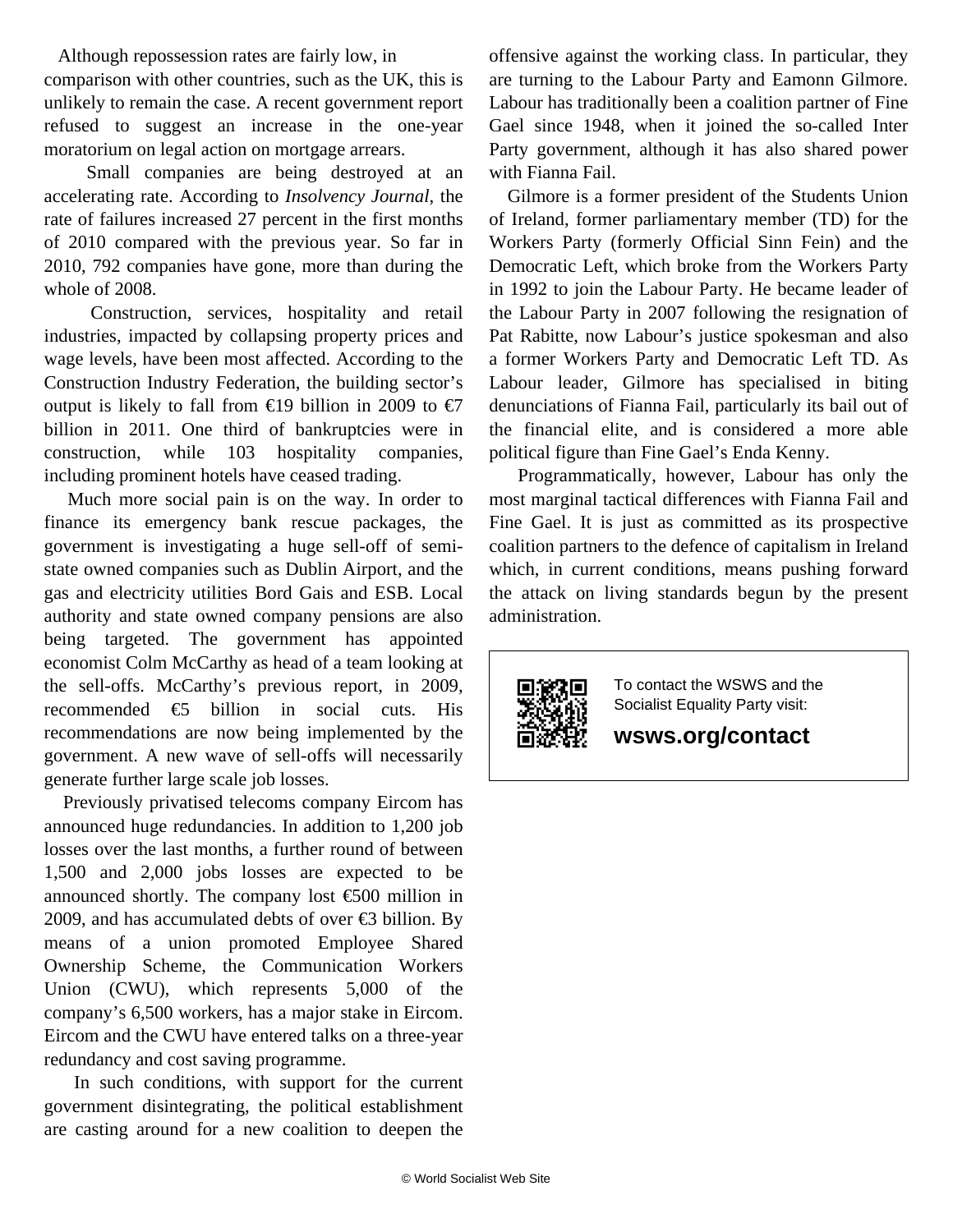Although repossession rates are fairly low, in comparison with other countries, such as the UK, this is unlikely to remain the case. A recent government report refused to suggest an increase in the one-year moratorium on legal action on mortgage arrears.

Small companies are being destroyed at an accelerating rate. According to *Insolvency Journal*, the rate of failures increased 27 percent in the first months of 2010 compared with the previous year. So far in 2010, 792 companies have gone, more than during the whole of 2008.

Construction, services, hospitality and retail industries, impacted by collapsing property prices and wage levels, have been most affected. According to the Construction Industry Federation, the building sector's output is likely to fall from €19 billion in 2009 to €7 billion in 2011. One third of bankruptcies were in construction, while 103 hospitality companies, including prominent hotels have ceased trading.

Much more social pain is on the way. In order to finance its emergency bank rescue packages, the government is investigating a huge sell-off of semi-state owned companies such as Dublin Airport, and the gas and electricity utilities Bord Gais and ESB. Local authority and state owned company pensions are also being targeted. The government has appointed economist Colm McCarthy as head of a team looking at the sell-offs. McCarthy's previous report, in 2009, recommended €5 billion in social cuts. His recommendations are now being implemented by the government. A new wave of sell-offs will necessarily generate further large scale job losses.

Previously privatised telecoms company Eircom has announced huge redundancies. In addition to 1,200 job losses over the last months, a further round of between 1,500 and 2,000 jobs losses are expected to be announced shortly. The company lost €500 million in 2009, and has accumulated debts of over €3 billion. By means of a union promoted Employee Shared Ownership Scheme, the Communication Workers Union (CWU), which represents 5,000 of the company's 6,500 workers, has a major stake in Eircom. Eircom and the CWU have entered talks on a three-year redundancy and cost saving programme.

In such conditions, with support for the current government disintegrating, the political establishment are casting around for a new coalition to deepen the offensive against the working class. In particular, they are turning to the Labour Party and Eamonn Gilmore. Labour has traditionally been a coalition partner of Fine Gael since 1948, when it joined the so-called Inter Party government, although it has also shared power with Fianna Fail.

Gilmore is a former president of the Students Union of Ireland, former parliamentary member (TD) for the Workers Party (formerly Official Sinn Fein) and the Democratic Left, which broke from the Workers Party in 1992 to join the Labour Party. He became leader of the Labour Party in 2007 following the resignation of Pat Rabitte, now Labour's justice spokesman and also a former Workers Party and Democratic Left TD. As Labour leader, Gilmore has specialised in biting denunciations of Fianna Fail, particularly its bail out of the financial elite, and is considered a more able political figure than Fine Gael's Enda Kenny.

Programmatically, however, Labour has only the most marginal tactical differences with Fianna Fail and Fine Gael. It is just as committed as its prospective coalition partners to the defence of capitalism in Ireland which, in current conditions, means pushing forward the attack on living standards begun by the present administration.

To contact the WSWS and the Socialist Equality Party visit:

**wsws.org/contact**